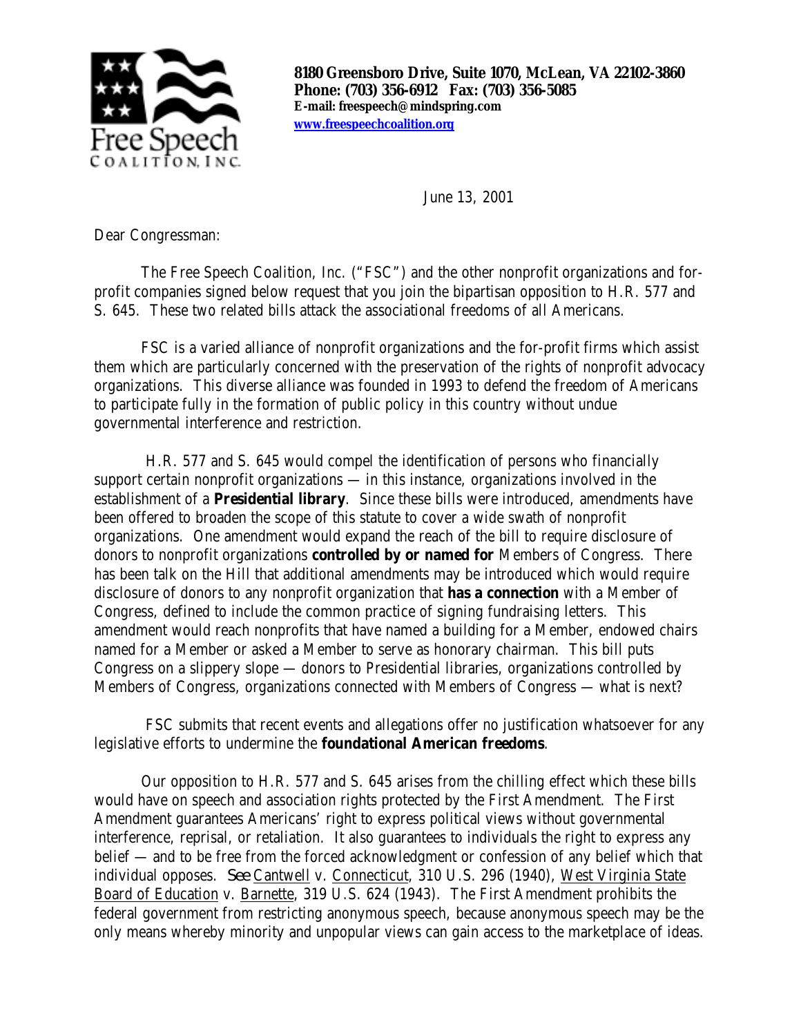**Free Speech Coalition, Inc.**

**8180 Greensboro Drive, Suite 1070, McLean, VA 22102-3860**
**Phone: (703) 356-6912 Fax: (703) 356-5085**
**E-mail: freespeech@mindspring.com**
**www.freespeechcoalition.org**

June 13, 2001

Dear Congressman:

The Free Speech Coalition, Inc. ("FSC") and the other nonprofit organizations and for-profit companies signed below request that you join the bipartisan opposition to H.R. 577 and S. 645. These two related bills attack the associational freedoms of all Americans.

FSC is a varied alliance of nonprofit organizations and the for-profit firms which assist them which are particularly concerned with the preservation of the rights of nonprofit advocacy organizations. This diverse alliance was founded in 1993 to defend the freedom of Americans to participate fully in the formation of public policy in this country without undue governmental interference and restriction.

H.R. 577 and S. 645 would compel the identification of persons who financially support certain nonprofit organizations — in this instance, organizations involved in the establishment of a **Presidential library**. Since these bills were introduced, amendments have been offered to broaden the scope of this statute to cover a wide swath of nonprofit organizations. One amendment would expand the reach of the bill to require disclosure of donors to nonprofit organizations **controlled by or named for** Members of Congress. There has been talk on the Hill that additional amendments may be introduced which would require disclosure of donors to any nonprofit organization that **has a connection** with a Member of Congress, defined to include the common practice of signing fundraising letters. This amendment would reach nonprofits that have named a building for a Member, endowed chairs named for a Member or asked a Member to serve as honorary chairman. This bill puts Congress on a slippery slope — donors to Presidential libraries, organizations controlled by Members of Congress, organizations connected with Members of Congress — what is next?

FSC submits that recent events and allegations offer no justification whatsoever for any legislative efforts to undermine the **foundational American freedoms**.

Our opposition to H.R. 577 and S. 645 arises from the chilling effect which these bills would have on speech and association rights protected by the First Amendment. The First Amendment guarantees Americans' right to express political views without governmental interference, reprisal, or retaliation. It also guarantees to individuals the right to express any belief — and to be free from the forced acknowledgment or confession of any belief which that individual opposes. *See* Cantwell v. Connecticut, 310 U.S. 296 (1940), West Virginia State Board of Education v. Barnette, 319 U.S. 624 (1943). The First Amendment prohibits the federal government from restricting anonymous speech, because anonymous speech may be the only means whereby minority and unpopular views can gain access to the marketplace of ideas.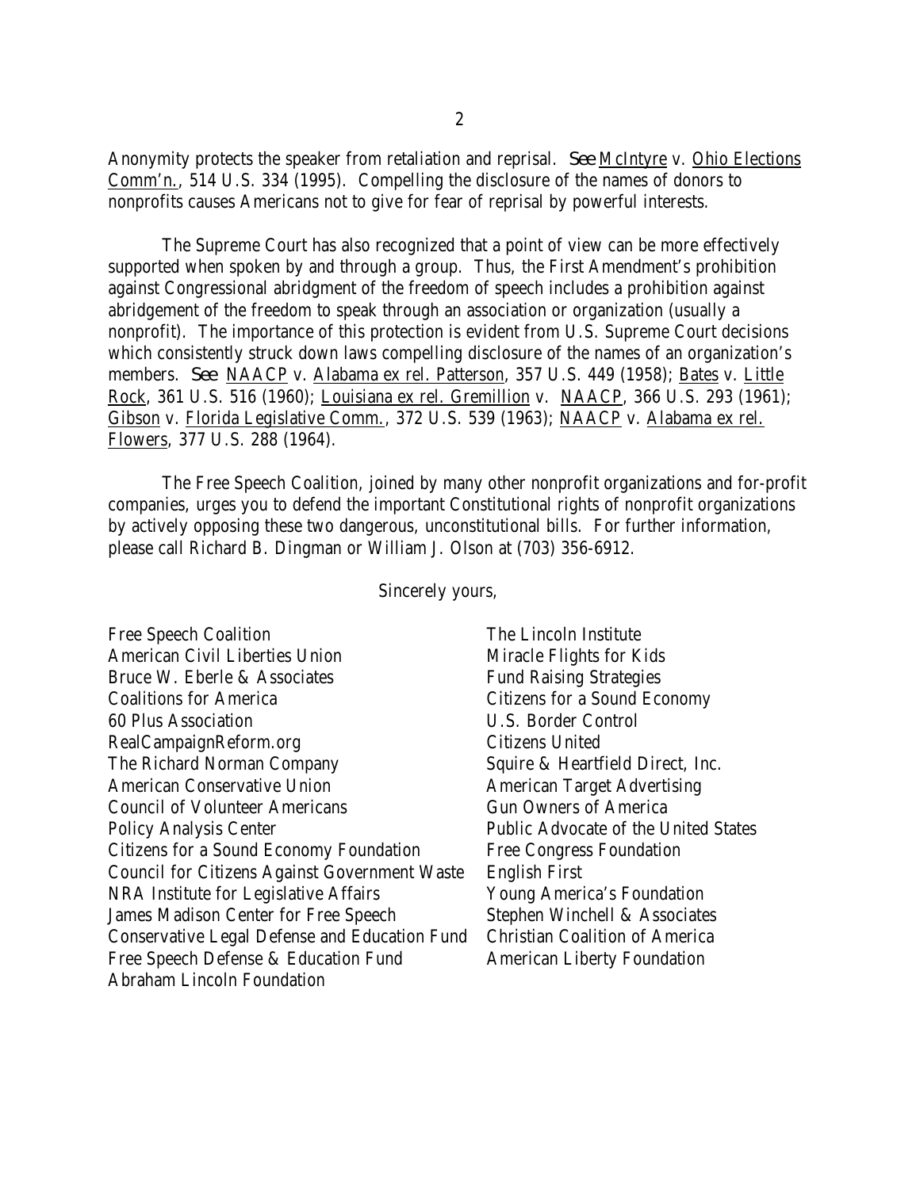Anonymity protects the speaker from retaliation and reprisal. *See* McIntyre v. Ohio Elections Comm'n., 514 U.S. 334 (1995). Compelling the disclosure of the names of donors to nonprofits causes Americans not to give for fear of reprisal by powerful interests.

The Supreme Court has also recognized that a point of view can be more effectively supported when spoken by and through a group. Thus, the First Amendment's prohibition against Congressional abridgment of the freedom of speech includes a prohibition against abridgement of the freedom to speak through an association or organization (usually a nonprofit). The importance of this protection is evident from U.S. Supreme Court decisions which consistently struck down laws compelling disclosure of the names of an organization's members. *See* NAACP v. Alabama ex rel. Patterson, 357 U.S. 449 (1958); Bates v. Little Rock, 361 U.S. 516 (1960); Louisiana ex rel. Gremillion v. NAACP, 366 U.S. 293 (1961); Gibson v. Florida Legislative Comm., 372 U.S. 539 (1963); NAACP v. Alabama ex rel. Flowers, 377 U.S. 288 (1964).

The Free Speech Coalition, joined by many other nonprofit organizations and for-profit companies, urges you to defend the important Constitutional rights of nonprofit organizations by actively opposing these two dangerous, unconstitutional bills. For further information, please call Richard B. Dingman or William J. Olson at (703) 356-6912.

Sincerely yours,

Free Speech Coalition
American Civil Liberties Union
Bruce W. Eberle & Associates
Coalitions for America
60 Plus Association
RealCampaignReform.org
The Richard Norman Company
American Conservative Union
Council of Volunteer Americans
Policy Analysis Center
Citizens for a Sound Economy Foundation
Council for Citizens Against Government Waste
NRA Institute for Legislative Affairs
James Madison Center for Free Speech
Conservative Legal Defense and Education Fund
Free Speech Defense & Education Fund
Abraham Lincoln Foundation
The Lincoln Institute
Miracle Flights for Kids
Fund Raising Strategies
Citizens for a Sound Economy
U.S. Border Control
Citizens United
Squire & Heartfield Direct, Inc.
American Target Advertising
Gun Owners of America
Public Advocate of the United States
Free Congress Foundation
English First
Young America's Foundation
Stephen Winchell & Associates
Christian Coalition of America
American Liberty Foundation